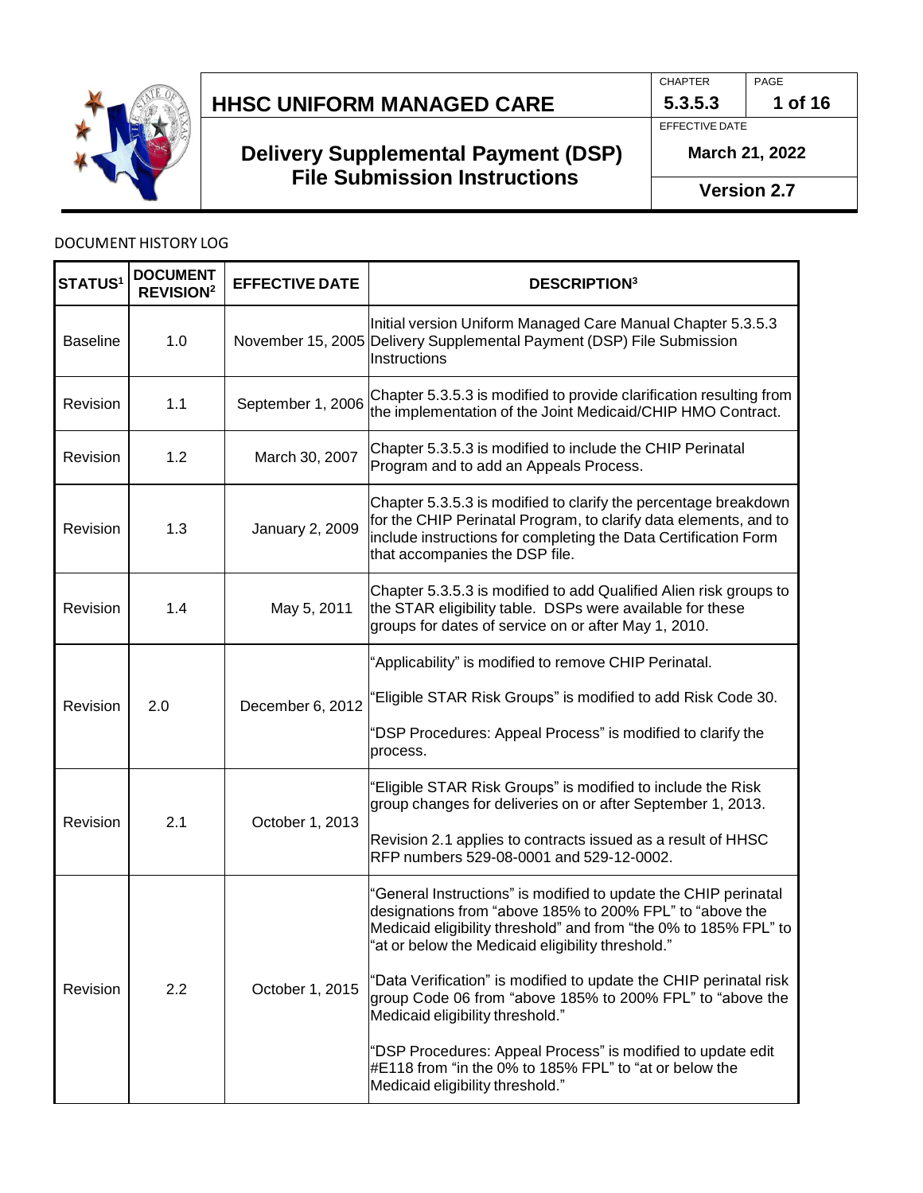# HHSC UNIFORM MANAGED CARE

| CHAPTER | PAGE |
|---|---|
| 5.3.5.3 | 1 of 16 |

## Delivery Supplemental Payment (DSP) File Submission Instructions

EFFECTIVE DATE: March 21, 2022

Version 2.7

DOCUMENT HISTORY LOG

| STATUS[1] | DOCUMENT REVISION[2] | EFFECTIVE DATE | DESCRIPTION[3] |
|---|---|---|---|
| Baseline | 1.0 | November 15, 2005 | Initial version Uniform Managed Care Manual Chapter 5.3.5.3 Delivery Supplemental Payment (DSP) File Submission Instructions |
| Revision | 1.1 | September 1, 2006 | Chapter 5.3.5.3 is modified to provide clarification resulting from the implementation of the Joint Medicaid/CHIP HMO Contract. |
| Revision | 1.2 | March 30, 2007 | Chapter 5.3.5.3 is modified to include the CHIP Perinatal Program and to add an Appeals Process. |
| Revision | 1.3 | January 2, 2009 | Chapter 5.3.5.3 is modified to clarify the percentage breakdown for the CHIP Perinatal Program, to clarify data elements, and to include instructions for completing the Data Certification Form that accompanies the DSP file. |
| Revision | 1.4 | May 5, 2011 | Chapter 5.3.5.3 is modified to add Qualified Alien risk groups to the STAR eligibility table. DSPs were available for these groups for dates of service on or after May 1, 2010. |
| Revision | 2.0 | December 6, 2012 | "Applicability" is modified to remove CHIP Perinatal.<br><br>"Eligible STAR Risk Groups" is modified to add Risk Code 30.<br><br>"DSP Procedures: Appeal Process" is modified to clarify the process. |
| Revision | 2.1 | October 1, 2013 | "Eligible STAR Risk Groups" is modified to include the Risk group changes for deliveries on or after September 1, 2013.<br><br>Revision 2.1 applies to contracts issued as a result of HHSC RFP numbers 529-08-0001 and 529-12-0002. |
| Revision | 2.2 | October 1, 2015 | "General Instructions" is modified to update the CHIP perinatal designations from "above 185% to 200% FPL" to "above the Medicaid eligibility threshold" and from "the 0% to 185% FPL" to "at or below the Medicaid eligibility threshold."<br><br>"Data Verification" is modified to update the CHIP perinatal risk group Code 06 from "above 185% to 200% FPL" to "above the Medicaid eligibility threshold."<br><br>"DSP Procedures: Appeal Process" is modified to update edit #E118 from "in the 0% to 185% FPL" to "at or below the Medicaid eligibility threshold." |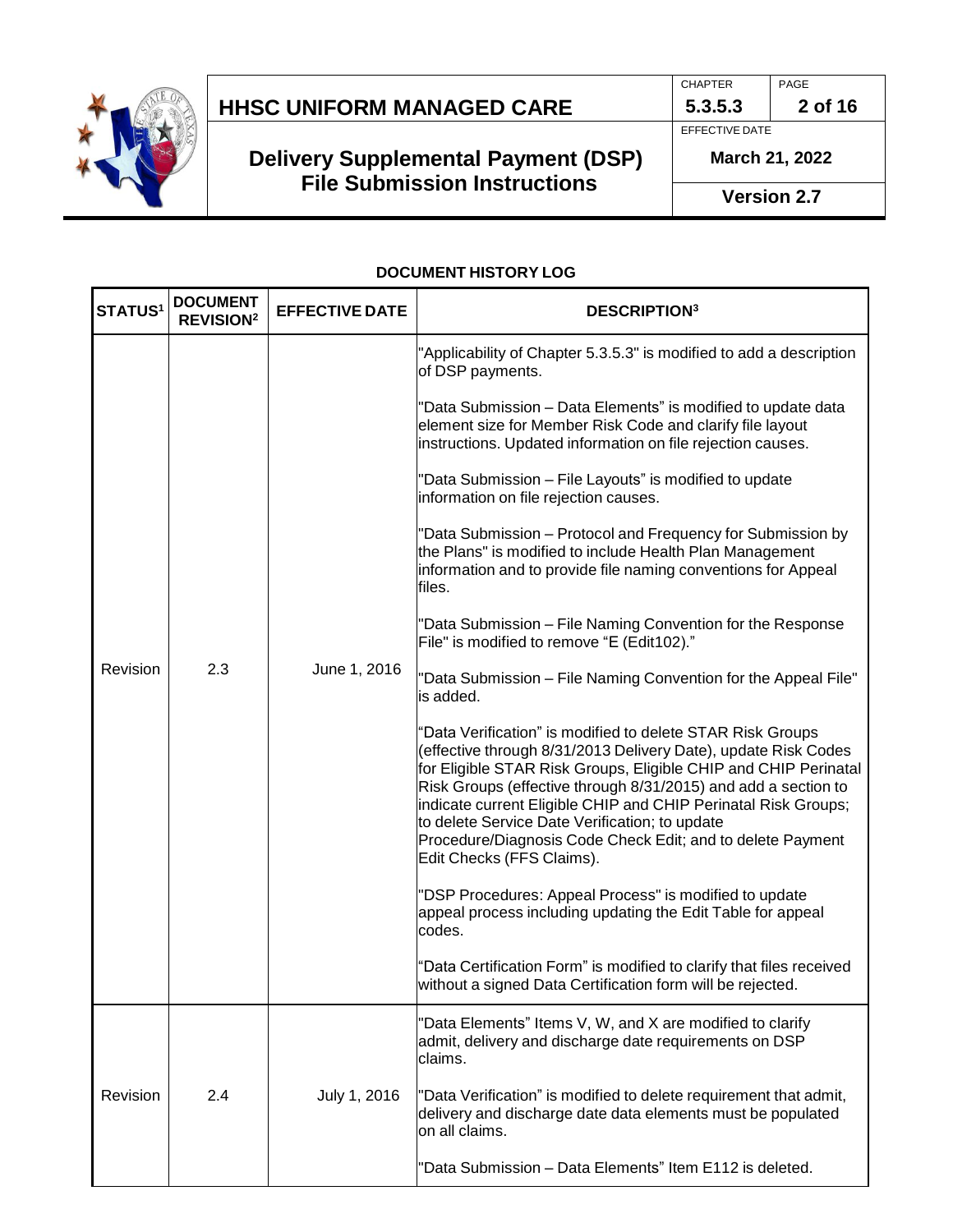## DOCUMENT HISTORY LOG

| STATUS[1] | DOCUMENT REVISION[2] | EFFECTIVE DATE | DESCRIPTION[3] |
|---|---|---|---|
| Revision | 2.3 | June 1, 2016 | "Applicability of Chapter 5.3.5.3" is modified to add a description of DSP payments.<br><br>"Data Submission – Data Elements" is modified to update data element size for Member Risk Code and clarify file layout instructions. Updated information on file rejection causes.<br><br>"Data Submission – File Layouts" is modified to update information on file rejection causes.<br><br>"Data Submission – Protocol and Frequency for Submission by the Plans" is modified to include Health Plan Management information and to provide file naming conventions for Appeal files.<br><br>"Data Submission – File Naming Convention for the Response File" is modified to remove "E (Edit102)."<br><br>"Data Submission – File Naming Convention for the Appeal File" is added.<br><br>"Data Verification" is modified to delete STAR Risk Groups (effective through 8/31/2013 Delivery Date), update Risk Codes for Eligible STAR Risk Groups, Eligible CHIP and CHIP Perinatal Risk Groups (effective through 8/31/2015) and add a section to indicate current Eligible CHIP and CHIP Perinatal Risk Groups; to delete Service Date Verification; to update Procedure/Diagnosis Code Check Edit; and to delete Payment Edit Checks (FFS Claims).<br><br>"DSP Procedures: Appeal Process" is modified to update appeal process including updating the Edit Table for appeal codes.<br><br>"Data Certification Form" is modified to clarify that files received without a signed Data Certification form will be rejected. |
| Revision | 2.4 | July 1, 2016 | "Data Elements" Items V, W, and X are modified to clarify admit, delivery and discharge date requirements on DSP claims.<br><br>"Data Verification" is modified to delete requirement that admit, delivery and discharge date data elements must be populated on all claims.<br><br>"Data Submission – Data Elements" Item E112 is deleted. |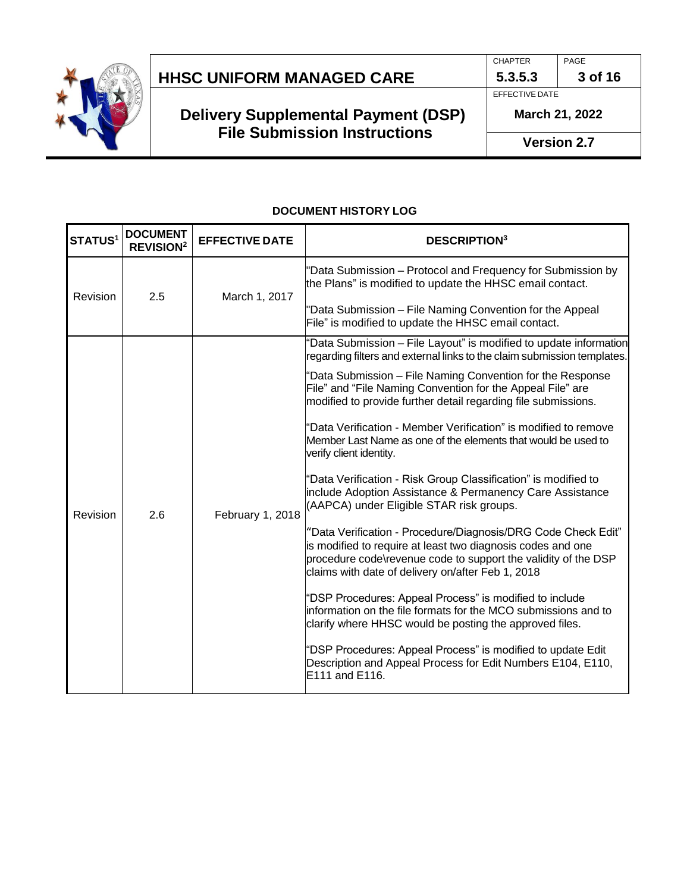## DOCUMENT HISTORY LOG

| STATUS[1] | DOCUMENT REVISION[2] | EFFECTIVE DATE | DESCRIPTION[3] |
|---|---|---|---|
| Revision | 2.5 | March 1, 2017 | "Data Submission – Protocol and Frequency for Submission by the Plans" is modified to update the HHSC email contact.<br><br>"Data Submission – File Naming Convention for the Appeal File" is modified to update the HHSC email contact. |
| Revision | 2.6 | February 1, 2018 | "Data Submission – File Layout" is modified to update information regarding filters and external links to the claim submission templates.<br><br>"Data Submission – File Naming Convention for the Response File" and "File Naming Convention for the Appeal File" are modified to provide further detail regarding file submissions.<br><br>"Data Verification - Member Verification" is modified to remove Member Last Name as one of the elements that would be used to verify client identity.<br><br>"Data Verification - Risk Group Classification" is modified to include Adoption Assistance & Permanency Care Assistance (AAPCA) under Eligible STAR risk groups.<br><br>"Data Verification - Procedure/Diagnosis/DRG Code Check Edit" is modified to require at least two diagnosis codes and one procedure code\revenue code to support the validity of the DSP claims with date of delivery on/after Feb 1, 2018<br><br>"DSP Procedures: Appeal Process" is modified to include information on the file formats for the MCO submissions and to clarify where HHSC would be posting the approved files.<br><br>"DSP Procedures: Appeal Process" is modified to update Edit Description and Appeal Process for Edit Numbers E104, E110, E111 and E116. |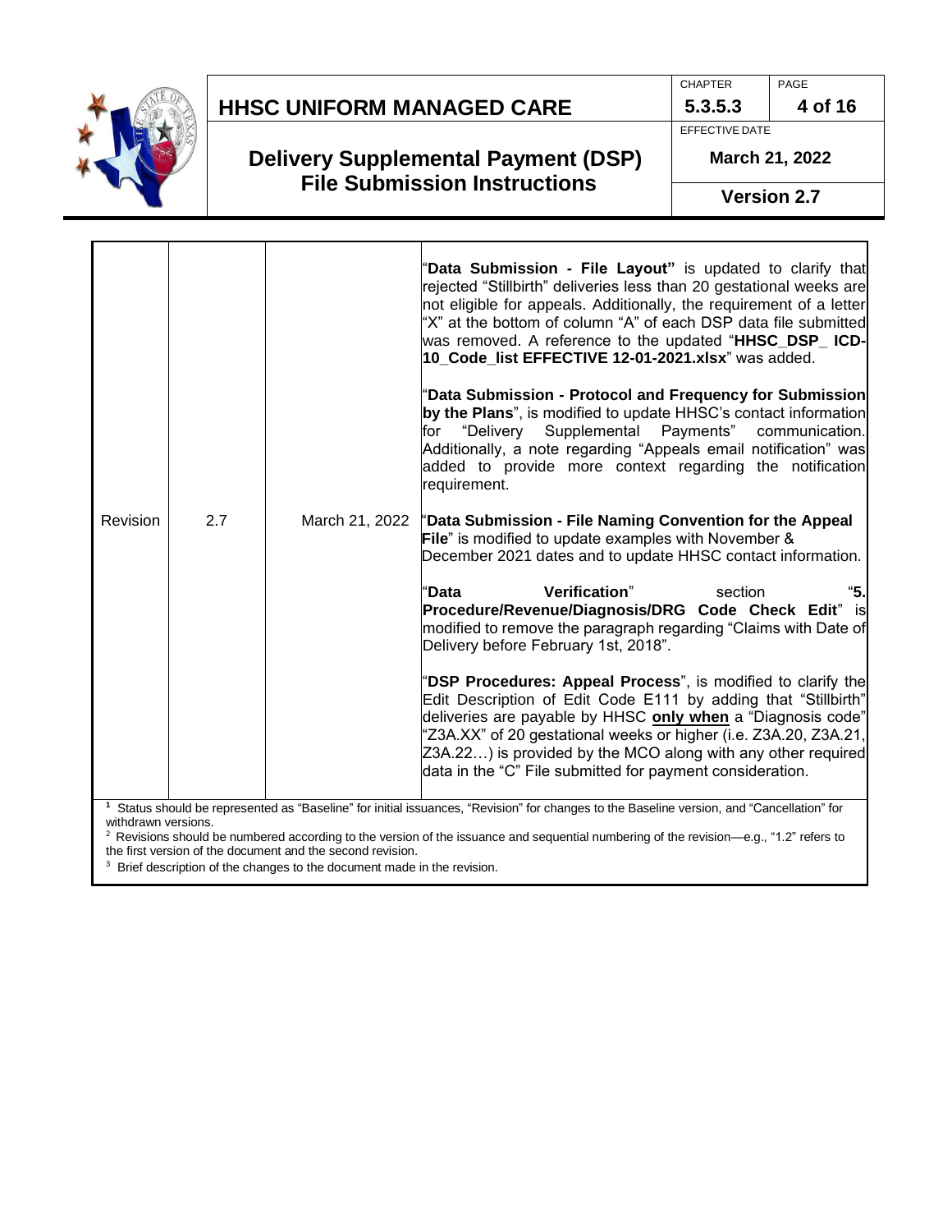| | | | |
|---|---|---|---|
| Revision | 2.7 | March 21, 2022 | "**Data Submission - File Layout"** is updated to clarify that rejected "Stillbirth" deliveries less than 20 gestational weeks are not eligible for appeals. Additionally, the requirement of a letter "X" at the bottom of column "A" of each DSP data file submitted was removed. A reference to the updated "**HHSC_DSP_ ICD-10_Code_list EFFECTIVE 12-01-2021.xlsx**" was added.<br><br>"**Data Submission - Protocol and Frequency for Submission by the Plans**", is modified to update HHSC's contact information for "Delivery Supplemental Payments" communication. Additionally, a note regarding "Appeals email notification" was added to provide more context regarding the notification requirement.<br><br>"**Data Submission - File Naming Convention for the Appeal File**" is modified to update examples with November & December 2021 dates and to update HHSC contact information.<br><br>"**Data Verification**" section "**5. Procedure/Revenue/Diagnosis/DRG Code Check Edit**" is modified to remove the paragraph regarding "Claims with Date of Delivery before February 1st, 2018".<br><br>"**DSP Procedures: Appeal Process**", is modified to clarify the Edit Description of Edit Code E111 by adding that "Stillbirth" deliveries are payable by HHSC **only when** a "Diagnosis code" "Z3A.XX" of 20 gestational weeks or higher (i.e. Z3A.20, Z3A.21, Z3A.22…) is provided by the MCO along with any other required data in the "C" File submitted for payment consideration. |

[1] Status should be represented as "Baseline" for initial issuances, "Revision" for changes to the Baseline version, and "Cancellation" for withdrawn versions.

[2] Revisions should be numbered according to the version of the issuance and sequential numbering of the revision—e.g., "1.2" refers to the first version of the document and the second revision.

[3] Brief description of the changes to the document made in the revision.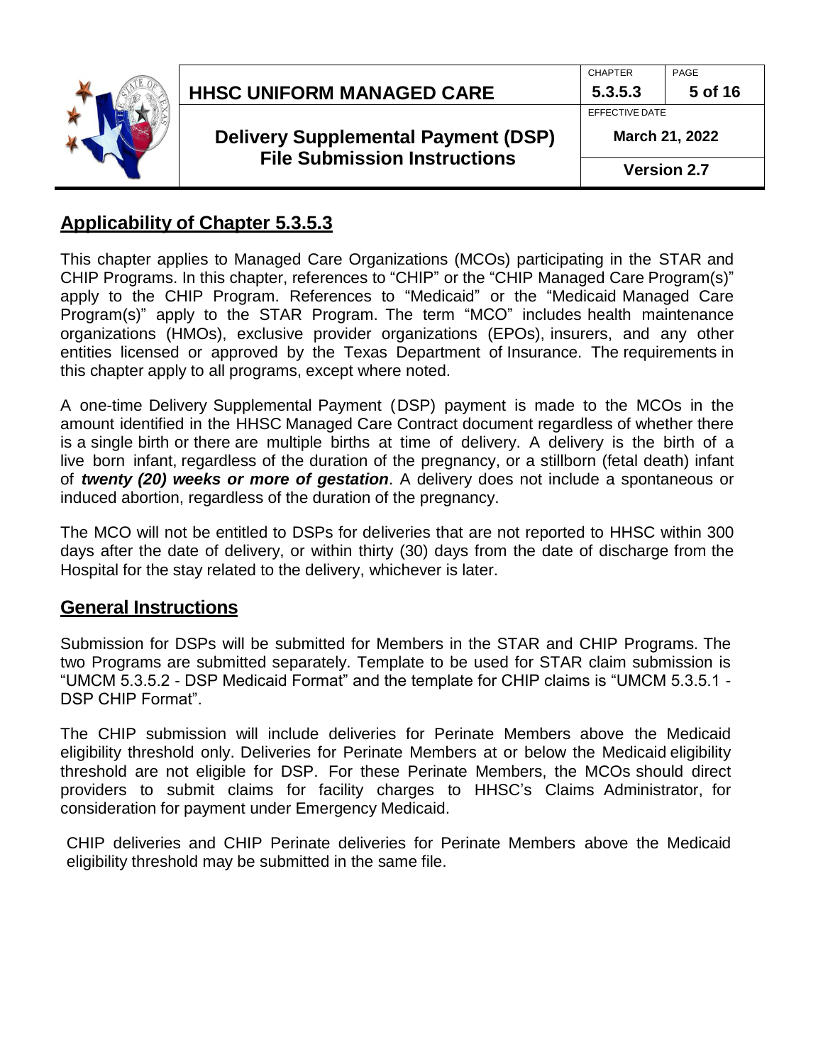## Applicability of Chapter 5.3.5.3

This chapter applies to Managed Care Organizations (MCOs) participating in the STAR and CHIP Programs. In this chapter, references to "CHIP" or the "CHIP Managed Care Program(s)" apply to the CHIP Program. References to "Medicaid" or the "Medicaid Managed Care Program(s)" apply to the STAR Program. The term "MCO" includes health maintenance organizations (HMOs), exclusive provider organizations (EPOs), insurers, and any other entities licensed or approved by the Texas Department of Insurance. The requirements in this chapter apply to all programs, except where noted.

A one-time Delivery Supplemental Payment (DSP) payment is made to the MCOs in the amount identified in the HHSC Managed Care Contract document regardless of whether there is a single birth or there are multiple births at time of delivery. A delivery is the birth of a live born infant, regardless of the duration of the pregnancy, or a stillborn (fetal death) infant of ***twenty (20) weeks or more of gestation***. A delivery does not include a spontaneous or induced abortion, regardless of the duration of the pregnancy.

The MCO will not be entitled to DSPs for deliveries that are not reported to HHSC within 300 days after the date of delivery, or within thirty (30) days from the date of discharge from the Hospital for the stay related to the delivery, whichever is later.

## General Instructions

Submission for DSPs will be submitted for Members in the STAR and CHIP Programs. The two Programs are submitted separately. Template to be used for STAR claim submission is "UMCM 5.3.5.2 - DSP Medicaid Format" and the template for CHIP claims is "UMCM 5.3.5.1 - DSP CHIP Format".

The CHIP submission will include deliveries for Perinate Members above the Medicaid eligibility threshold only. Deliveries for Perinate Members at or below the Medicaid eligibility threshold are not eligible for DSP. For these Perinate Members, the MCOs should direct providers to submit claims for facility charges to HHSC's Claims Administrator, for consideration for payment under Emergency Medicaid.

CHIP deliveries and CHIP Perinate deliveries for Perinate Members above the Medicaid eligibility threshold may be submitted in the same file.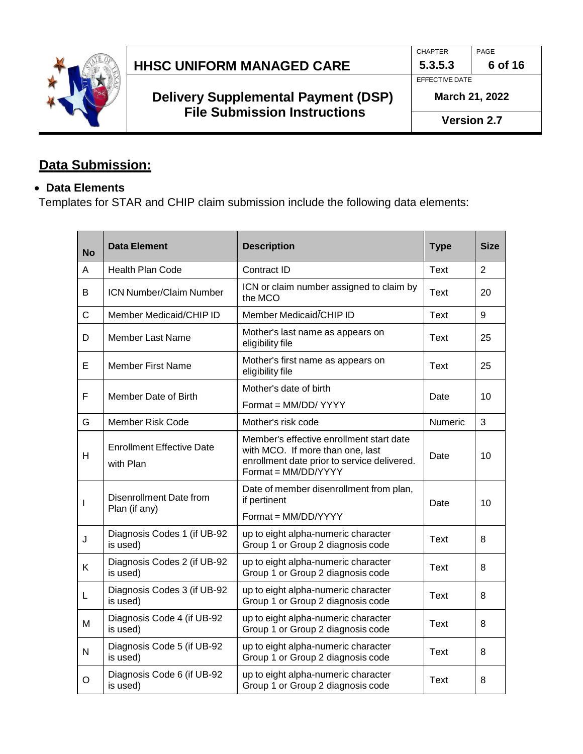## Data Submission:

- **Data Elements**

Templates for STAR and CHIP claim submission include the following data elements:

| No | Data Element | Description | Type | Size |
|---|---|---|---|---|
| A | Health Plan Code | Contract ID | Text | 2 |
| B | ICN Number/Claim Number | ICN or claim number assigned to claim by the MCO | Text | 20 |
| C | Member Medicaid/CHIP ID | Member Medicaid/CHIP ID | Text | 9 |
| D | Member Last Name | Mother's last name as appears on eligibility file | Text | 25 |
| E | Member First Name | Mother's first name as appears on eligibility file | Text | 25 |
| F | Member Date of Birth | Mother's date of birth<br>Format = MM/DD/ YYYY | Date | 10 |
| G | Member Risk Code | Mother's risk code | Numeric | 3 |
| H | Enrollment Effective Date with Plan | Member's effective enrollment start date with MCO. If more than one, last enrollment date prior to service delivered. Format = MM/DD/YYYY | Date | 10 |
| I | Disenrollment Date from Plan (if any) | Date of member disenrollment from plan, if pertinent<br>Format = MM/DD/YYYY | Date | 10 |
| J | Diagnosis Codes 1 (if UB-92 is used) | up to eight alpha-numeric character Group 1 or Group 2 diagnosis code | Text | 8 |
| K | Diagnosis Codes 2 (if UB-92 is used) | up to eight alpha-numeric character Group 1 or Group 2 diagnosis code | Text | 8 |
| L | Diagnosis Codes 3 (if UB-92 is used) | up to eight alpha-numeric character Group 1 or Group 2 diagnosis code | Text | 8 |
| M | Diagnosis Code 4 (if UB-92 is used) | up to eight alpha-numeric character Group 1 or Group 2 diagnosis code | Text | 8 |
| N | Diagnosis Code 5 (if UB-92 is used) | up to eight alpha-numeric character Group 1 or Group 2 diagnosis code | Text | 8 |
| O | Diagnosis Code 6 (if UB-92 is used) | up to eight alpha-numeric character Group 1 or Group 2 diagnosis code | Text | 8 |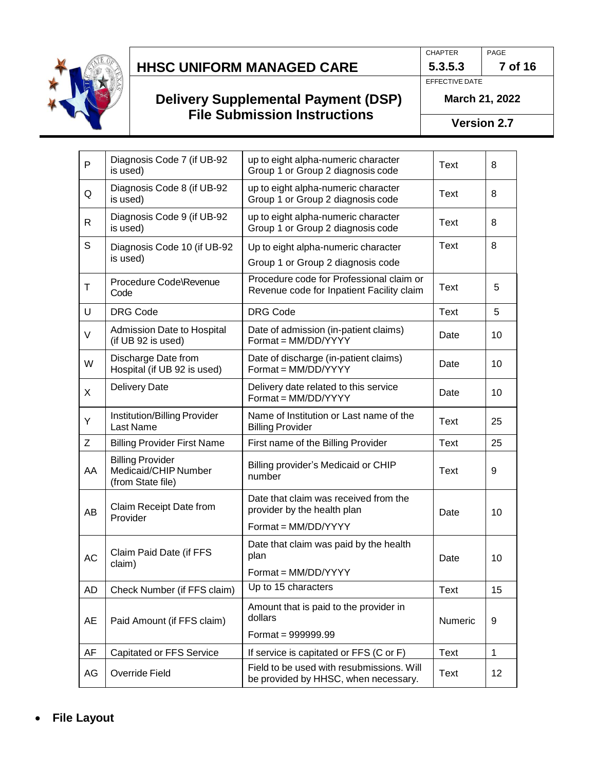| | | | | |
|---|---|---|---|---|
| P | Diagnosis Code 7 (if UB-92 is used) | up to eight alpha-numeric character Group 1 or Group 2 diagnosis code | Text | 8 |
| Q | Diagnosis Code 8 (if UB-92 is used) | up to eight alpha-numeric character Group 1 or Group 2 diagnosis code | Text | 8 |
| R | Diagnosis Code 9 (if UB-92 is used) | up to eight alpha-numeric character Group 1 or Group 2 diagnosis code | Text | 8 |
| S | Diagnosis Code 10 (if UB-92 is used) | Up to eight alpha-numeric character Group 1 or Group 2 diagnosis code | Text | 8 |
| T | Procedure Code\Revenue Code | Procedure code for Professional claim or Revenue code for Inpatient Facility claim | Text | 5 |
| U | DRG Code | DRG Code | Text | 5 |
| V | Admission Date to Hospital (if UB 92 is used) | Date of admission (in-patient claims) Format = MM/DD/YYYY | Date | 10 |
| W | Discharge Date from Hospital (if UB 92 is used) | Date of discharge (in-patient claims) Format = MM/DD/YYYY | Date | 10 |
| X | Delivery Date | Delivery date related to this service Format = MM/DD/YYYY | Date | 10 |
| Y | Institution/Billing Provider Last Name | Name of Institution or Last name of the Billing Provider | Text | 25 |
| Z | Billing Provider First Name | First name of the Billing Provider | Text | 25 |
| AA | Billing Provider Medicaid/CHIP Number (from State file) | Billing provider's Medicaid or CHIP number | Text | 9 |
| AB | Claim Receipt Date from Provider | Date that claim was received from the provider by the health plan<br>Format = MM/DD/YYYY | Date | 10 |
| AC | Claim Paid Date (if FFS claim) | Date that claim was paid by the health plan<br>Format = MM/DD/YYYY | Date | 10 |
| AD | Check Number (if FFS claim) | Up to 15 characters | Text | 15 |
| AE | Paid Amount (if FFS claim) | Amount that is paid to the provider in dollars<br>Format = 999999.99 | Numeric | 9 |
| AF | Capitated or FFS Service | If service is capitated or FFS (C or F) | Text | 1 |
| AG | Override Field | Field to be used with resubmissions. Will be provided by HHSC, when necessary. | Text | 12 |

- **File Layout**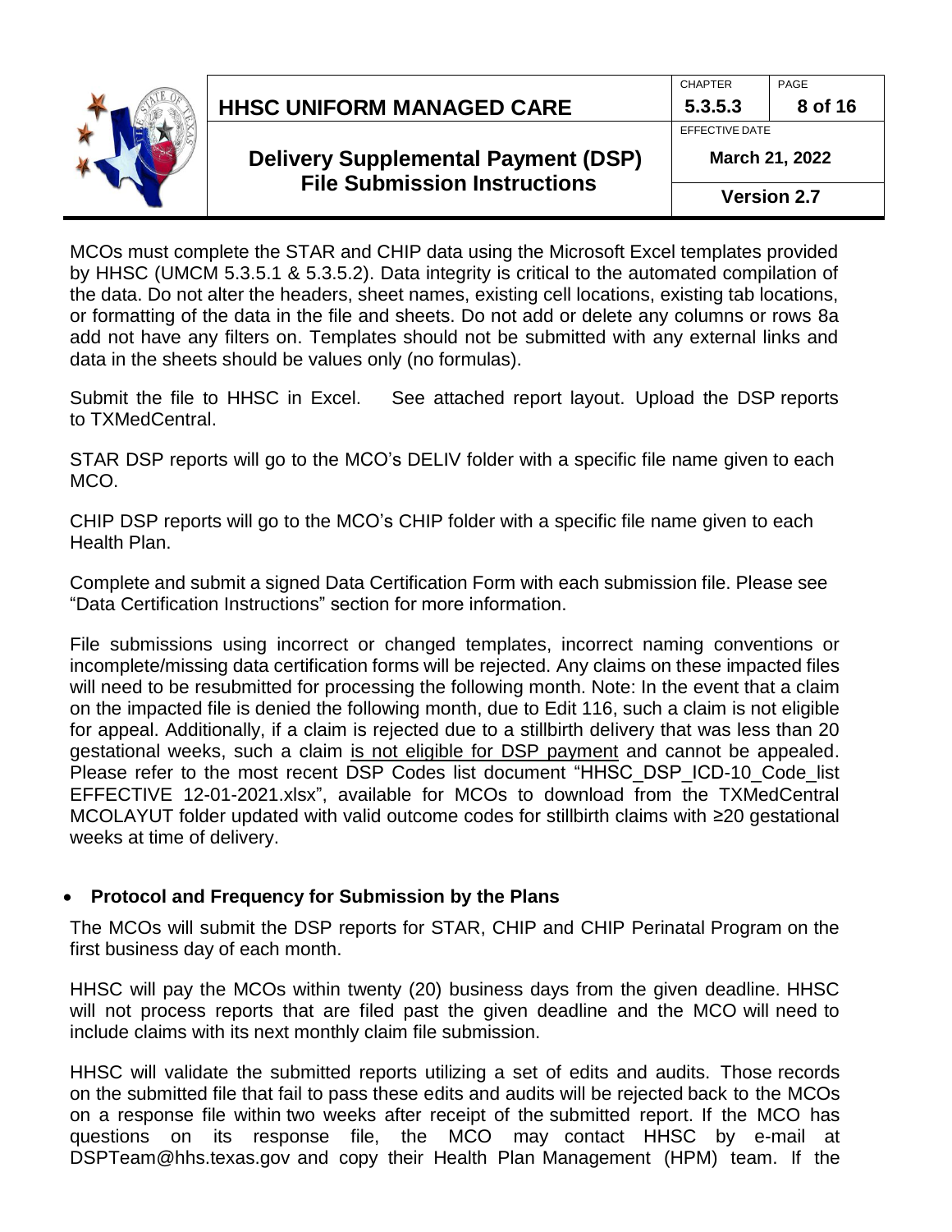MCOs must complete the STAR and CHIP data using the Microsoft Excel templates provided by HHSC (UMCM 5.3.5.1 & 5.3.5.2). Data integrity is critical to the automated compilation of the data. Do not alter the headers, sheet names, existing cell locations, existing tab locations, or formatting of the data in the file and sheets. Do not add or delete any columns or rows 8a add not have any filters on. Templates should not be submitted with any external links and data in the sheets should be values only (no formulas).

Submit the file to HHSC in Excel. See attached report layout. Upload the DSP reports to TXMedCentral.

STAR DSP reports will go to the MCO's DELIV folder with a specific file name given to each MCO.

CHIP DSP reports will go to the MCO's CHIP folder with a specific file name given to each Health Plan.

Complete and submit a signed Data Certification Form with each submission file. Please see "Data Certification Instructions" section for more information.

File submissions using incorrect or changed templates, incorrect naming conventions or incomplete/missing data certification forms will be rejected. Any claims on these impacted files will need to be resubmitted for processing the following month. Note: In the event that a claim on the impacted file is denied the following month, due to Edit 116, such a claim is not eligible for appeal. Additionally, if a claim is rejected due to a stillbirth delivery that was less than 20 gestational weeks, such a claim is not eligible for DSP payment and cannot be appealed. Please refer to the most recent DSP Codes list document "HHSC_DSP_ICD-10_Code_list EFFECTIVE 12-01-2021.xlsx", available for MCOs to download from the TXMedCentral MCOLAYUT folder updated with valid outcome codes for stillbirth claims with ≥20 gestational weeks at time of delivery.

- **Protocol and Frequency for Submission by the Plans**

The MCOs will submit the DSP reports for STAR, CHIP and CHIP Perinatal Program on the first business day of each month.

HHSC will pay the MCOs within twenty (20) business days from the given deadline. HHSC will not process reports that are filed past the given deadline and the MCO will need to include claims with its next monthly claim file submission.

HHSC will validate the submitted reports utilizing a set of edits and audits. Those records on the submitted file that fail to pass these edits and audits will be rejected back to the MCOs on a response file within two weeks after receipt of the submitted report. If the MCO has questions on its response file, the MCO may contact HHSC by e-mail at DSPTeam@hhs.texas.gov and copy their Health Plan Management (HPM) team. If the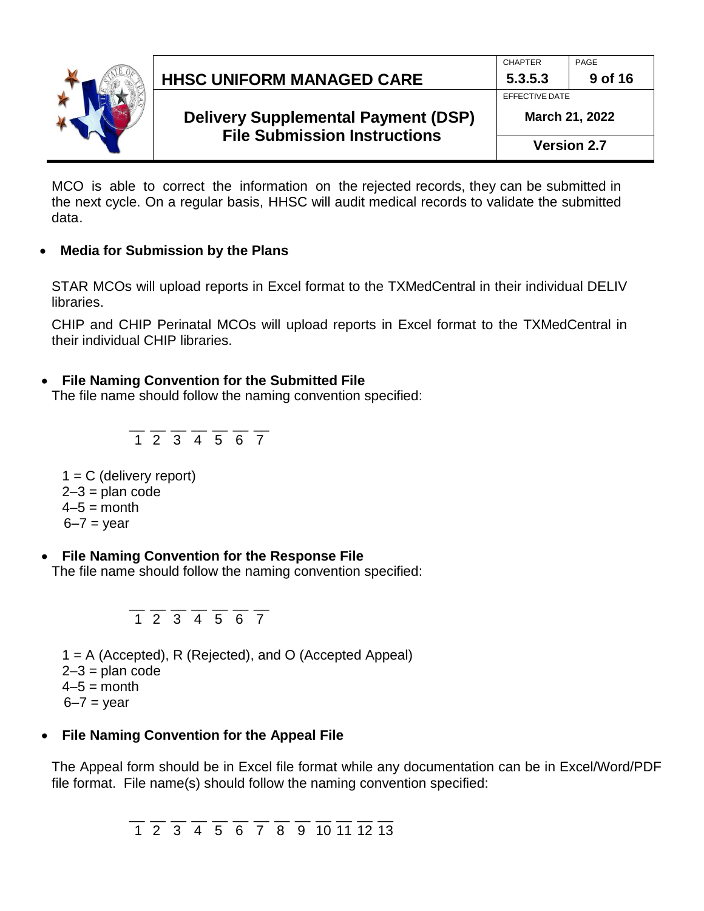MCO is able to correct the information on the rejected records, they can be submitted in the next cycle. On a regular basis, HHSC will audit medical records to validate the submitted data.

- **Media for Submission by the Plans**

STAR MCOs will upload reports in Excel format to the TXMedCentral in their individual DELIV libraries.

CHIP and CHIP Perinatal MCOs will upload reports in Excel format to the TXMedCentral in their individual CHIP libraries.

- **File Naming Convention for the Submitted File**

The file name should follow the naming convention specified:

```
__ __ __ __ __ __ __
1  2  3  4  5  6  7
```

1 = C (delivery report)
2–3 = plan code
4–5 = month
6–7 = year

- **File Naming Convention for the Response File**

The file name should follow the naming convention specified:

```
__ __ __ __ __ __ __
1  2  3  4  5  6  7
```

1 = A (Accepted), R (Rejected), and O (Accepted Appeal)
2–3 = plan code
4–5 = month
6–7 = year

- **File Naming Convention for the Appeal File**

The Appeal form should be in Excel file format while any documentation can be in Excel/Word/PDF file format. File name(s) should follow the naming convention specified:

```
__ __ __ __ __ __ __ __ __ __ __ __ __
1  2  3  4  5  6  7  8  9  10 11 12 13
```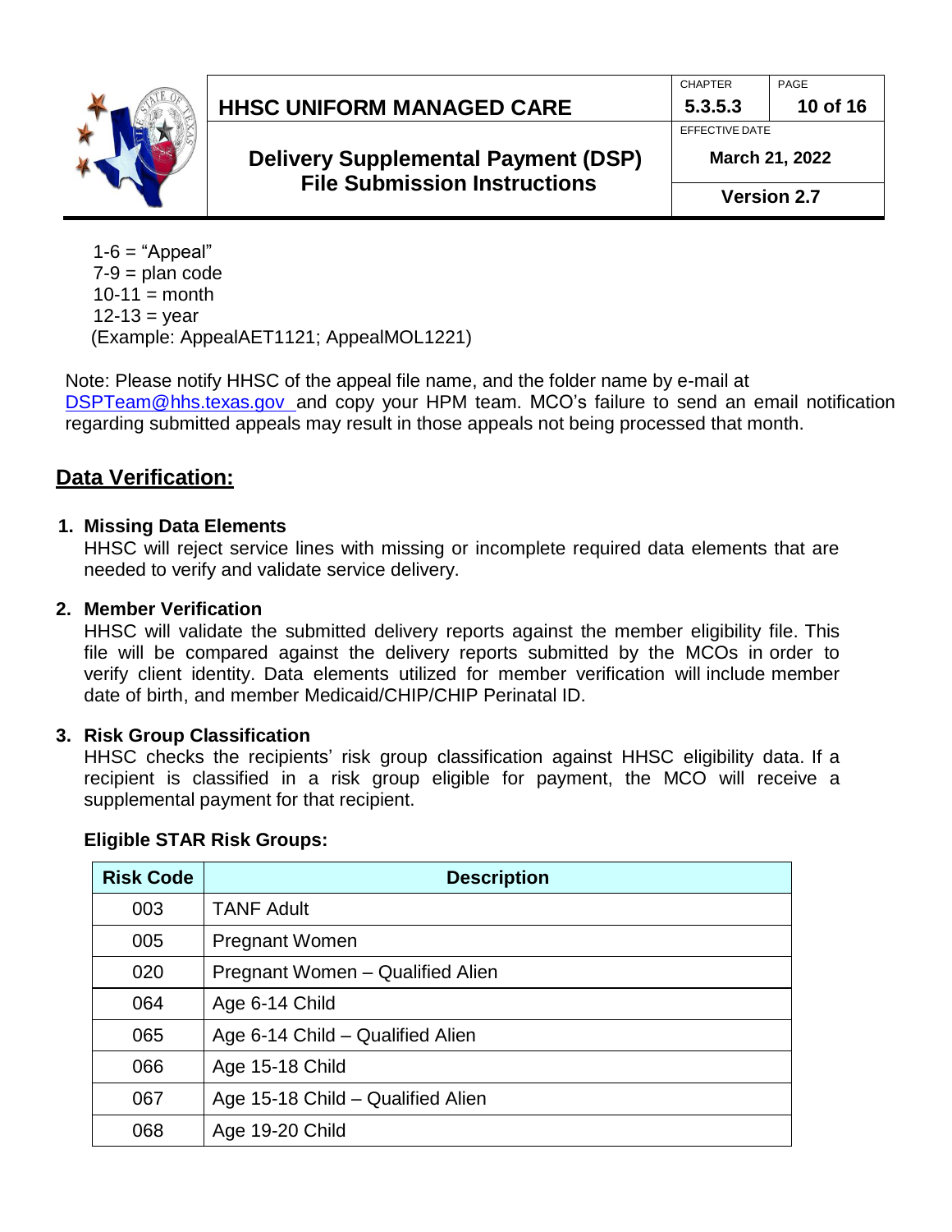1-6 = “Appeal”
7-9 = plan code
10-11 = month
12-13 = year
(Example: AppealAET1121; AppealMOL1221)

Note: Please notify HHSC of the appeal file name, and the folder name by e-mail at DSPTeam@hhs.texas.gov and copy your HPM team. MCO’s failure to send an email notification regarding submitted appeals may result in those appeals not being processed that month.

## Data Verification:

1. **Missing Data Elements**
   HHSC will reject service lines with missing or incomplete required data elements that are needed to verify and validate service delivery.

2. **Member Verification**
   HHSC will validate the submitted delivery reports against the member eligibility file. This file will be compared against the delivery reports submitted by the MCOs in order to verify client identity. Data elements utilized for member verification will include member date of birth, and member Medicaid/CHIP/CHIP Perinatal ID.

3. **Risk Group Classification**
   HHSC checks the recipients’ risk group classification against HHSC eligibility data. If a recipient is classified in a risk group eligible for payment, the MCO will receive a supplemental payment for that recipient.

   **Eligible STAR Risk Groups:**

| Risk Code | Description |
|---|---|
| 003 | TANF Adult |
| 005 | Pregnant Women |
| 020 | Pregnant Women – Qualified Alien |
| 064 | Age 6-14 Child |
| 065 | Age 6-14 Child – Qualified Alien |
| 066 | Age 15-18 Child |
| 067 | Age 15-18 Child – Qualified Alien |
| 068 | Age 19-20 Child |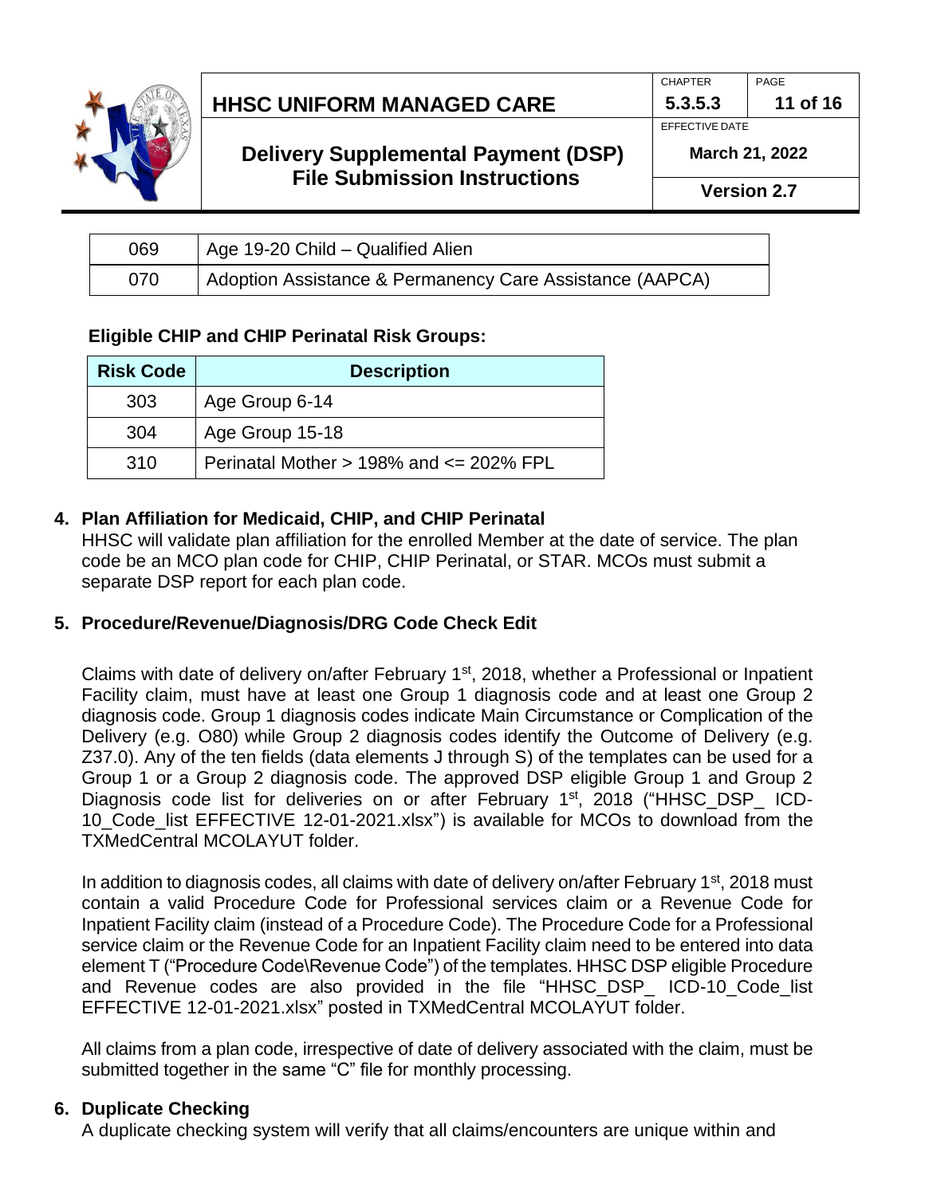| 069 | Age 19-20 Child – Qualified Alien |
|---|---|
| 070 | Adoption Assistance & Permanency Care Assistance (AAPCA) |

**Eligible CHIP and CHIP Perinatal Risk Groups:**

| Risk Code | Description |
|---|---|
| 303 | Age Group 6-14 |
| 304 | Age Group 15-18 |
| 310 | Perinatal Mother > 198% and <= 202% FPL |

**4. Plan Affiliation for Medicaid, CHIP, and CHIP Perinatal**

HHSC will validate plan affiliation for the enrolled Member at the date of service. The plan code be an MCO plan code for CHIP, CHIP Perinatal, or STAR. MCOs must submit a separate DSP report for each plan code.

**5. Procedure/Revenue/Diagnosis/DRG Code Check Edit**

Claims with date of delivery on/after February 1st, 2018, whether a Professional or Inpatient Facility claim, must have at least one Group 1 diagnosis code and at least one Group 2 diagnosis code. Group 1 diagnosis codes indicate Main Circumstance or Complication of the Delivery (e.g. O80) while Group 2 diagnosis codes identify the Outcome of Delivery (e.g. Z37.0). Any of the ten fields (data elements J through S) of the templates can be used for a Group 1 or a Group 2 diagnosis code. The approved DSP eligible Group 1 and Group 2 Diagnosis code list for deliveries on or after February 1st, 2018 ("HHSC_DSP_ ICD-10_Code_list EFFECTIVE 12-01-2021.xlsx") is available for MCOs to download from the TXMedCentral MCOLAYUT folder.

In addition to diagnosis codes, all claims with date of delivery on/after February 1st, 2018 must contain a valid Procedure Code for Professional services claim or a Revenue Code for Inpatient Facility claim (instead of a Procedure Code). The Procedure Code for a Professional service claim or the Revenue Code for an Inpatient Facility claim need to be entered into data element T ("Procedure Code\Revenue Code") of the templates. HHSC DSP eligible Procedure and Revenue codes are also provided in the file "HHSC_DSP_ ICD-10_Code_list EFFECTIVE 12-01-2021.xlsx" posted in TXMedCentral MCOLAYUT folder.

All claims from a plan code, irrespective of date of delivery associated with the claim, must be submitted together in the same "C" file for monthly processing.

**6. Duplicate Checking**

A duplicate checking system will verify that all claims/encounters are unique within and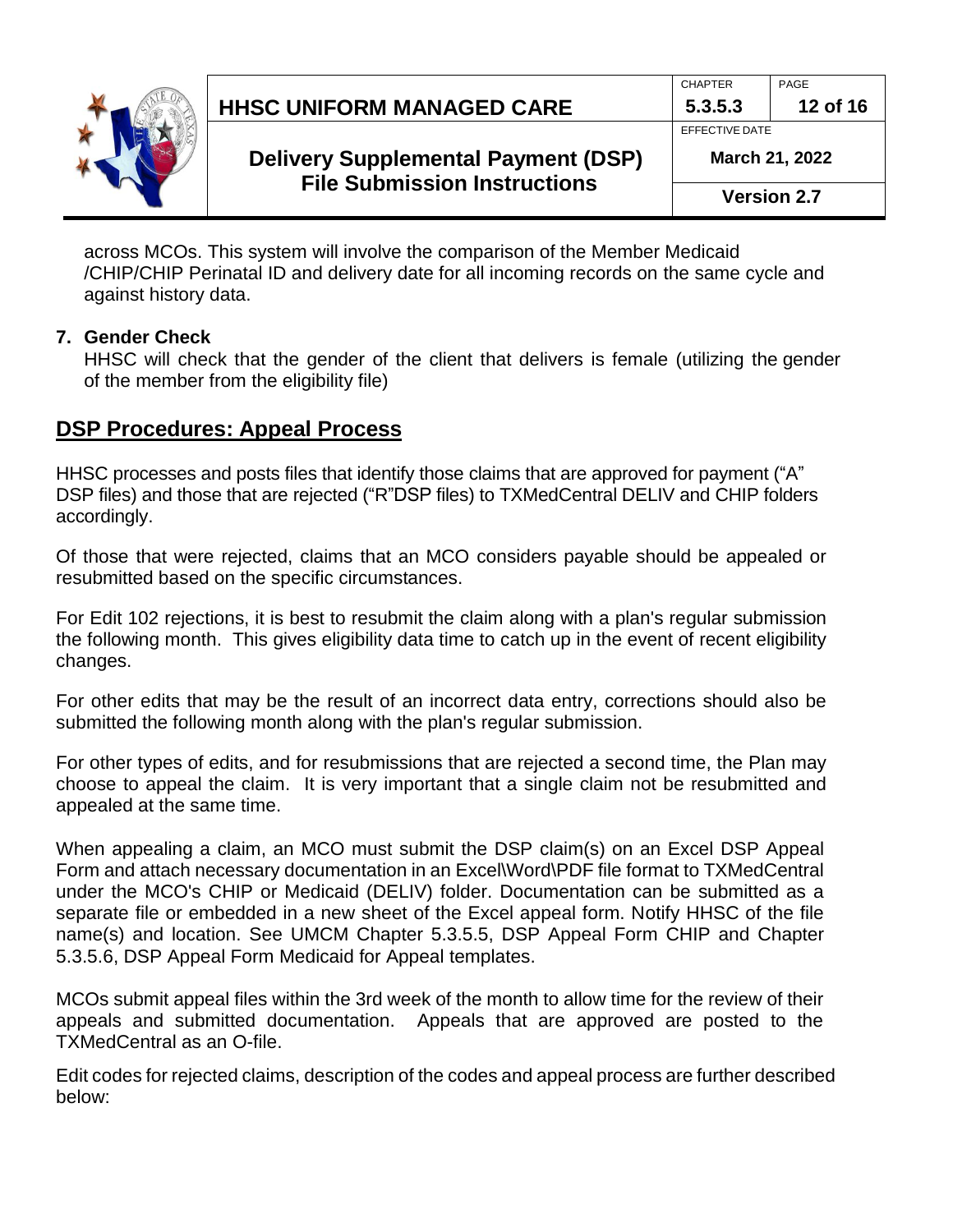across MCOs. This system will involve the comparison of the Member Medicaid /CHIP/CHIP Perinatal ID and delivery date for all incoming records on the same cycle and against history data.

7. **Gender Check**
   HHSC will check that the gender of the client that delivers is female (utilizing the gender of the member from the eligibility file)

## DSP Procedures: Appeal Process

HHSC processes and posts files that identify those claims that are approved for payment ("A" DSP files) and those that are rejected ("R"DSP files) to TXMedCentral DELIV and CHIP folders accordingly.

Of those that were rejected, claims that an MCO considers payable should be appealed or resubmitted based on the specific circumstances.

For Edit 102 rejections, it is best to resubmit the claim along with a plan's regular submission the following month. This gives eligibility data time to catch up in the event of recent eligibility changes.

For other edits that may be the result of an incorrect data entry, corrections should also be submitted the following month along with the plan's regular submission.

For other types of edits, and for resubmissions that are rejected a second time, the Plan may choose to appeal the claim. It is very important that a single claim not be resubmitted and appealed at the same time.

When appealing a claim, an MCO must submit the DSP claim(s) on an Excel DSP Appeal Form and attach necessary documentation in an Excel\Word\PDF file format to TXMedCentral under the MCO's CHIP or Medicaid (DELIV) folder. Documentation can be submitted as a separate file or embedded in a new sheet of the Excel appeal form. Notify HHSC of the file name(s) and location. See UMCM Chapter 5.3.5.5, DSP Appeal Form CHIP and Chapter 5.3.5.6, DSP Appeal Form Medicaid for Appeal templates.

MCOs submit appeal files within the 3rd week of the month to allow time for the review of their appeals and submitted documentation. Appeals that are approved are posted to the TXMedCentral as an O-file.

Edit codes for rejected claims, description of the codes and appeal process are further described below: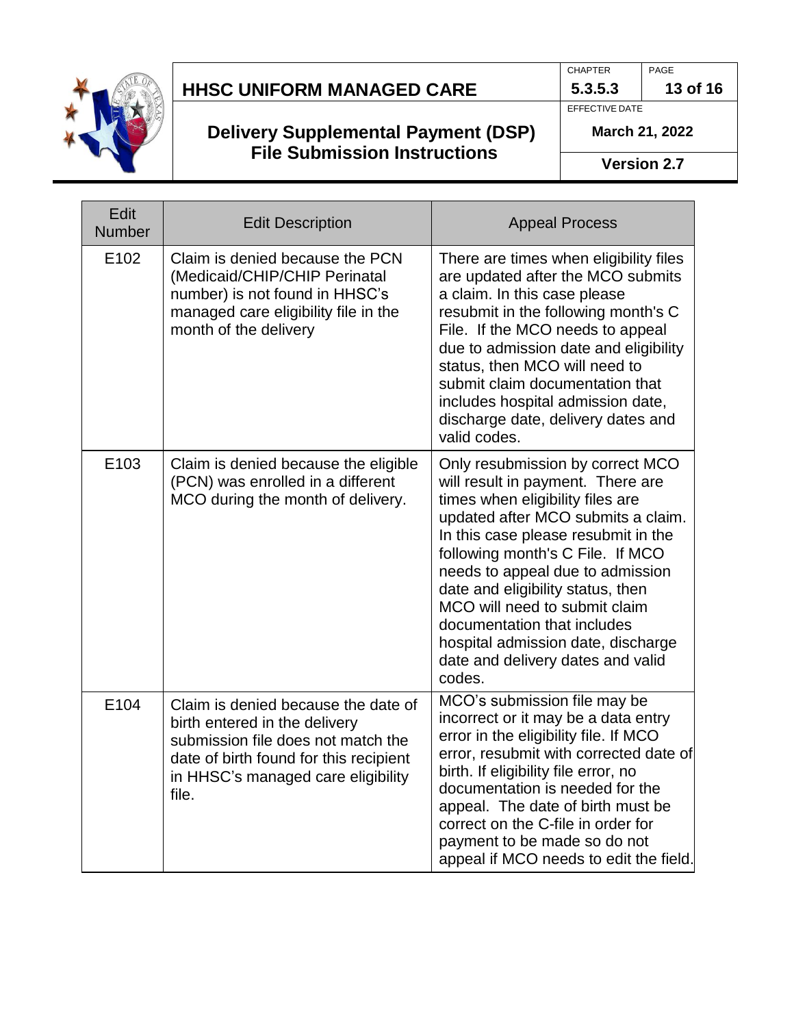| Edit Number | Edit Description | Appeal Process |
|---|---|---|
| E102 | Claim is denied because the PCN (Medicaid/CHIP/CHIP Perinatal number) is not found in HHSC's managed care eligibility file in the month of the delivery | There are times when eligibility files are updated after the MCO submits a claim. In this case please resubmit in the following month's C File. If the MCO needs to appeal due to admission date and eligibility status, then MCO will need to submit claim documentation that includes hospital admission date, discharge date, delivery dates and valid codes. |
| E103 | Claim is denied because the eligible (PCN) was enrolled in a different MCO during the month of delivery. | Only resubmission by correct MCO will result in payment. There are times when eligibility files are updated after MCO submits a claim. In this case please resubmit in the following month's C File. If MCO needs to appeal due to admission date and eligibility status, then MCO will need to submit claim documentation that includes hospital admission date, discharge date and delivery dates and valid codes. |
| E104 | Claim is denied because the date of birth entered in the delivery submission file does not match the date of birth found for this recipient in HHSC's managed care eligibility file. | MCO's submission file may be incorrect or it may be a data entry error in the eligibility file. If MCO error, resubmit with corrected date of birth. If eligibility file error, no documentation is needed for the appeal. The date of birth must be correct on the C-file in order for payment to be made so do not appeal if MCO needs to edit the field. |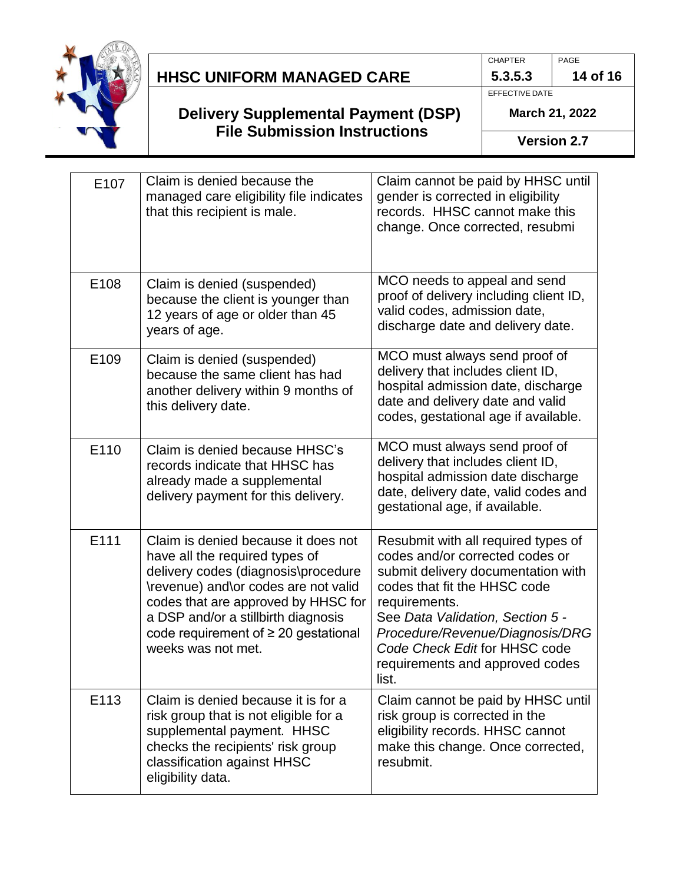| | | |
|---|---|---|
| E107 | Claim is denied because the managed care eligibility file indicates that this recipient is male. | Claim cannot be paid by HHSC until gender is corrected in eligibility records. HHSC cannot make this change. Once corrected, resubmi |
| E108 | Claim is denied (suspended) because the client is younger than 12 years of age or older than 45 years of age. | MCO needs to appeal and send proof of delivery including client ID, valid codes, admission date, discharge date and delivery date. |
| E109 | Claim is denied (suspended) because the same client has had another delivery within 9 months of this delivery date. | MCO must always send proof of delivery that includes client ID, hospital admission date, discharge date and delivery date and valid codes, gestational age if available. |
| E110 | Claim is denied because HHSC's records indicate that HHSC has already made a supplemental delivery payment for this delivery. | MCO must always send proof of delivery that includes client ID, hospital admission date discharge date, delivery date, valid codes and gestational age, if available. |
| E111 | Claim is denied because it does not have all the required types of delivery codes (diagnosis\procedure \revenue) and\or codes are not valid codes that are approved by HHSC for a DSP and/or a stillbirth diagnosis code requirement of ≥ 20 gestational weeks was not met. | Resubmit with all required types of codes and/or corrected codes or submit delivery documentation with codes that fit the HHSC code requirements. See *Data Validation, Section 5 - Procedure/Revenue/Diagnosis/DRG Code Check Edit* for HHSC code requirements and approved codes list. |
| E113 | Claim is denied because it is for a risk group that is not eligible for a supplemental payment. HHSC checks the recipients' risk group classification against HHSC eligibility data. | Claim cannot be paid by HHSC until risk group is corrected in the eligibility records. HHSC cannot make this change. Once corrected, resubmit. |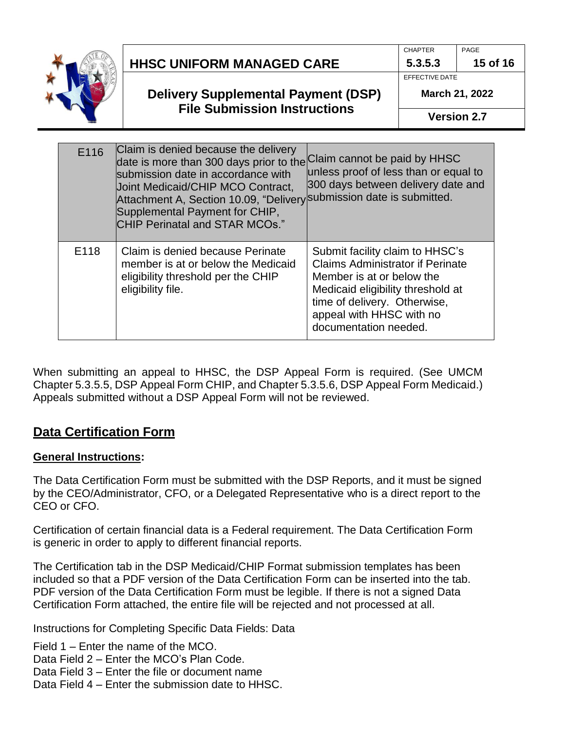| E116 | Claim is denied because the delivery date is more than 300 days prior to the submission date in accordance with Joint Medicaid/CHIP MCO Contract, Attachment A, Section 10.09, "Delivery Supplemental Payment for CHIP, CHIP Perinatal and STAR MCOs." | Claim cannot be paid by HHSC unless proof of less than or equal to 300 days between delivery date and submission date is submitted. |
|---|---|---|
| E118 | Claim is denied because Perinate member is at or below the Medicaid eligibility threshold per the CHIP eligibility file. | Submit facility claim to HHSC's Claims Administrator if Perinate Member is at or below the Medicaid eligibility threshold at time of delivery. Otherwise, appeal with HHSC with no documentation needed. |

When submitting an appeal to HHSC, the DSP Appeal Form is required. (See UMCM Chapter 5.3.5.5, DSP Appeal Form CHIP, and Chapter 5.3.5.6, DSP Appeal Form Medicaid.) Appeals submitted without a DSP Appeal Form will not be reviewed.

## Data Certification Form

### General Instructions:

The Data Certification Form must be submitted with the DSP Reports, and it must be signed by the CEO/Administrator, CFO, or a Delegated Representative who is a direct report to the CEO or CFO.

Certification of certain financial data is a Federal requirement. The Data Certification Form is generic in order to apply to different financial reports.

The Certification tab in the DSP Medicaid/CHIP Format submission templates has been included so that a PDF version of the Data Certification Form can be inserted into the tab. PDF version of the Data Certification Form must be legible. If there is not a signed Data Certification Form attached, the entire file will be rejected and not processed at all.

Instructions for Completing Specific Data Fields: Data

Field 1 – Enter the name of the MCO.
Data Field 2 – Enter the MCO's Plan Code.
Data Field 3 – Enter the file or document name
Data Field 4 – Enter the submission date to HHSC.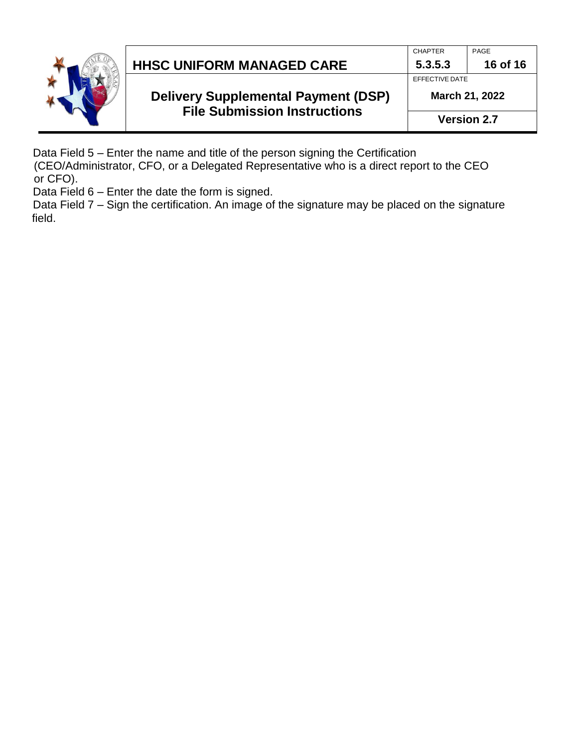Data Field 5 – Enter the name and title of the person signing the Certification (CEO/Administrator, CFO, or a Delegated Representative who is a direct report to the CEO or CFO).

Data Field 6 – Enter the date the form is signed.

Data Field 7 – Sign the certification. An image of the signature may be placed on the signature field.